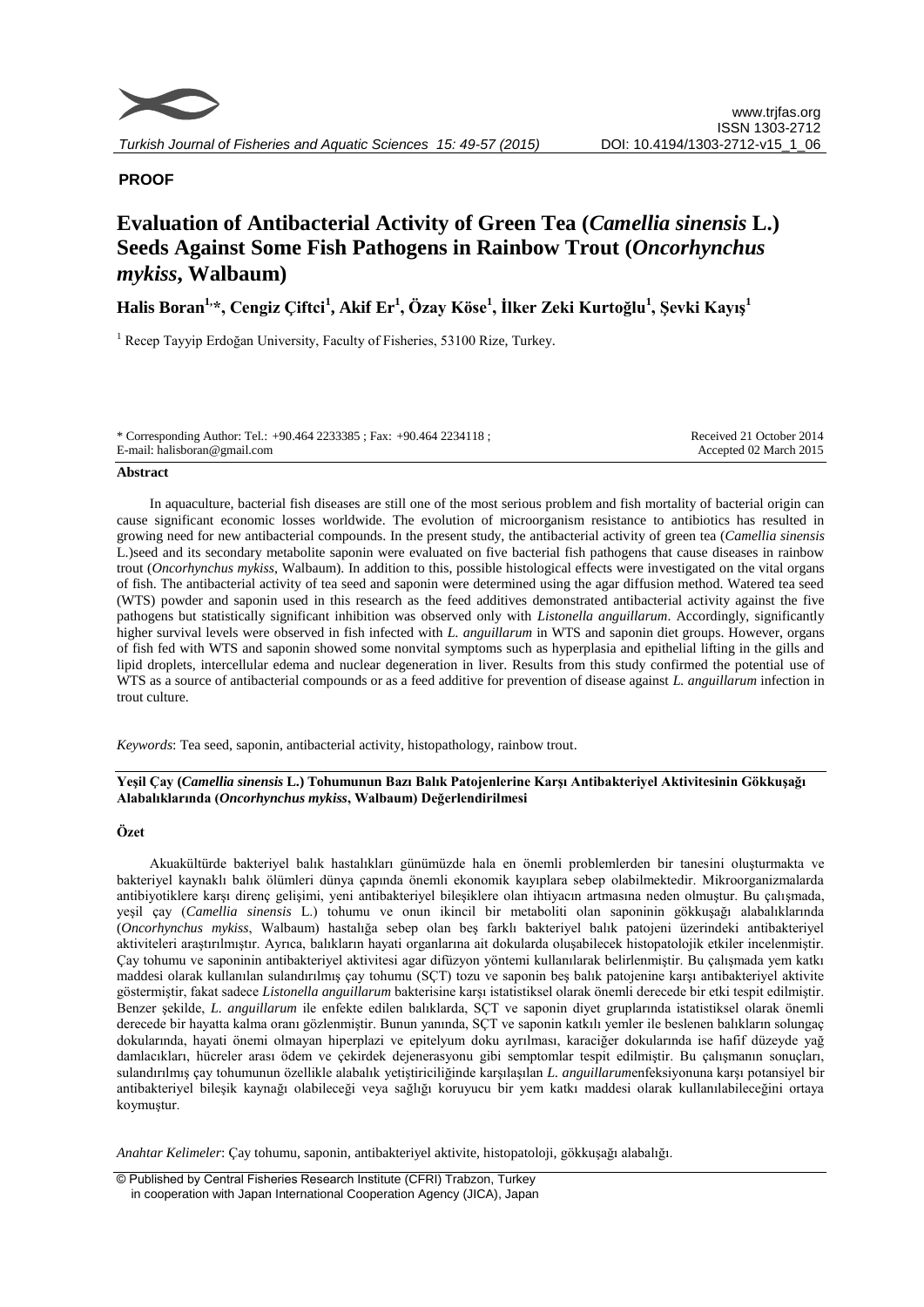**PROOF**

# Evaluation of Antibacterial Activity of Green Tea (*Camellia sinensis* L.) Seeds Against Some Fish Pathogens in Rainbow Trout (*Oncorhynchus mykiss*, Walbaum)

**Halis Boran[1,*], Cengiz Çiftci[1], Akif Er[1], Özay Köse[1], İlker Zeki Kurtoğlu[1], Şevki Kayış[1]**

[1] Recep Tayyip Erdoğan University, Faculty of Fisheries, 53100 Rize, Turkey.

\* Corresponding Author: Tel.: +90.464 2233385 ; Fax: +90.464 2234118 ;
E-mail: halisboran@gmail.com

Received 21 October 2014
Accepted 02 March 2015

## Abstract

In aquaculture, bacterial fish diseases are still one of the most serious problem and fish mortality of bacterial origin can cause significant economic losses worldwide. The evolution of microorganism resistance to antibiotics has resulted in growing need for new antibacterial compounds. In the present study, the antibacterial activity of green tea (*Camellia sinensis* L.)seed and its secondary metabolite saponin were evaluated on five bacterial fish pathogens that cause diseases in rainbow trout (*Oncorhynchus mykiss*, Walbaum). In addition to this, possible histological effects were investigated on the vital organs of fish. The antibacterial activity of tea seed and saponin were determined using the agar diffusion method. Watered tea seed (WTS) powder and saponin used in this research as the feed additives demonstrated antibacterial activity against the five pathogens but statistically significant inhibition was observed only with *Listonella anguillarum*. Accordingly, significantly higher survival levels were observed in fish infected with *L. anguillarum* in WTS and saponin diet groups. However, organs of fish fed with WTS and saponin showed some nonvital symptoms such as hyperplasia and epithelial lifting in the gills and lipid droplets, intercellular edema and nuclear degeneration in liver. Results from this study confirmed the potential use of WTS as a source of antibacterial compounds or as a feed additive for prevention of disease against *L. anguillarum* infection in trout culture.

*Keywords*: Tea seed, saponin, antibacterial activity, histopathology, rainbow trout.

**Yeşil Çay (*Camellia sinensis* L.) Tohumunun Bazı Balık Patojenlerine Karşı Antibakteriyel Aktivitesinin Gökkuşağı Alabalıklarında (*Oncorhynchus mykiss*, Walbaum) Değerlendirilmesi**

## Özet

Akuakültürde bakteriyel balık hastalıkları günümüzde hala en önemli problemlerden bir tanesini oluşturmakta ve bakteriyel kaynaklı balık ölümleri dünya çapında önemli ekonomik kayıplara sebep olabilmektedir. Mikroorganizmalarda antibiyotiklere karşı direnç gelişimi, yeni antibakteriyel bileşiklere olan ihtiyacın artmasına neden olmuştur. Bu çalışmada, yeşil çay (*Camellia sinensis* L.) tohumu ve onun ikincil bir metaboliti olan saponinin gökkuşağı alabalıklarında (*Oncorhynchus mykiss*, Walbaum) hastalığa sebep olan beş farklı bakteriyel balık patojeni üzerindeki antibakteriyel aktiviteleri araştırılmıştır. Ayrıca, balıkların hayati organlarına ait dokularda oluşabilecek histopatolojik etkiler incelenmiştir. Çay tohumu ve saponinin antibakteriyel aktivitesi agar difüzyon yöntemi kullanılarak belirlenmiştir. Bu çalışmada yem katkı maddesi olarak kullanılan sulandırılmış çay tohumu (SÇT) tozu ve saponin beş balık patojenine karşı antibakteriyel aktivite göstermiştir, fakat sadece *Listonella anguillarum* bakterisine karşı istatistiksel olarak önemli derecede bir etki tespit edilmiştir. Benzer şekilde, *L. anguillarum* ile enfekte edilen balıklarda, SÇT ve saponin diyet gruplarında istatistiksel olarak önemli derecede bir hayatta kalma oranı gözlenmiştir. Bunun yanında, SÇT ve saponin katkılı yemler ile beslenen balıkların solungaç dokularında, hayati önemi olmayan hiperplazi ve epitelyum doku ayrılması, karaciğer dokularında ise hafif düzeyde yağ damlacıkları, hücreler arası ödem ve çekirdek dejenerasyonu gibi semptomlar tespit edilmiştir. Bu çalışmanın sonuçları, sulandırılmış çay tohumunun özellikle alabalık yetiştiriciliğinde karşılaşılan *L. anguillarum*enfeksiyonuna karşı potansiyel bir antibakteriyel bileşik kaynağı olabileceği veya sağlığı koruyucu bir yem katkı maddesi olarak kullanılabileceğini ortaya koymuştur.

*Anahtar Kelimeler*: Çay tohumu, saponin, antibakteriyel aktivite, histopatoloji, gökkuşağı alabalığı.

© Published by Central Fisheries Research Institute (CFRI) Trabzon, Turkey in cooperation with Japan International Cooperation Agency (JICA), Japan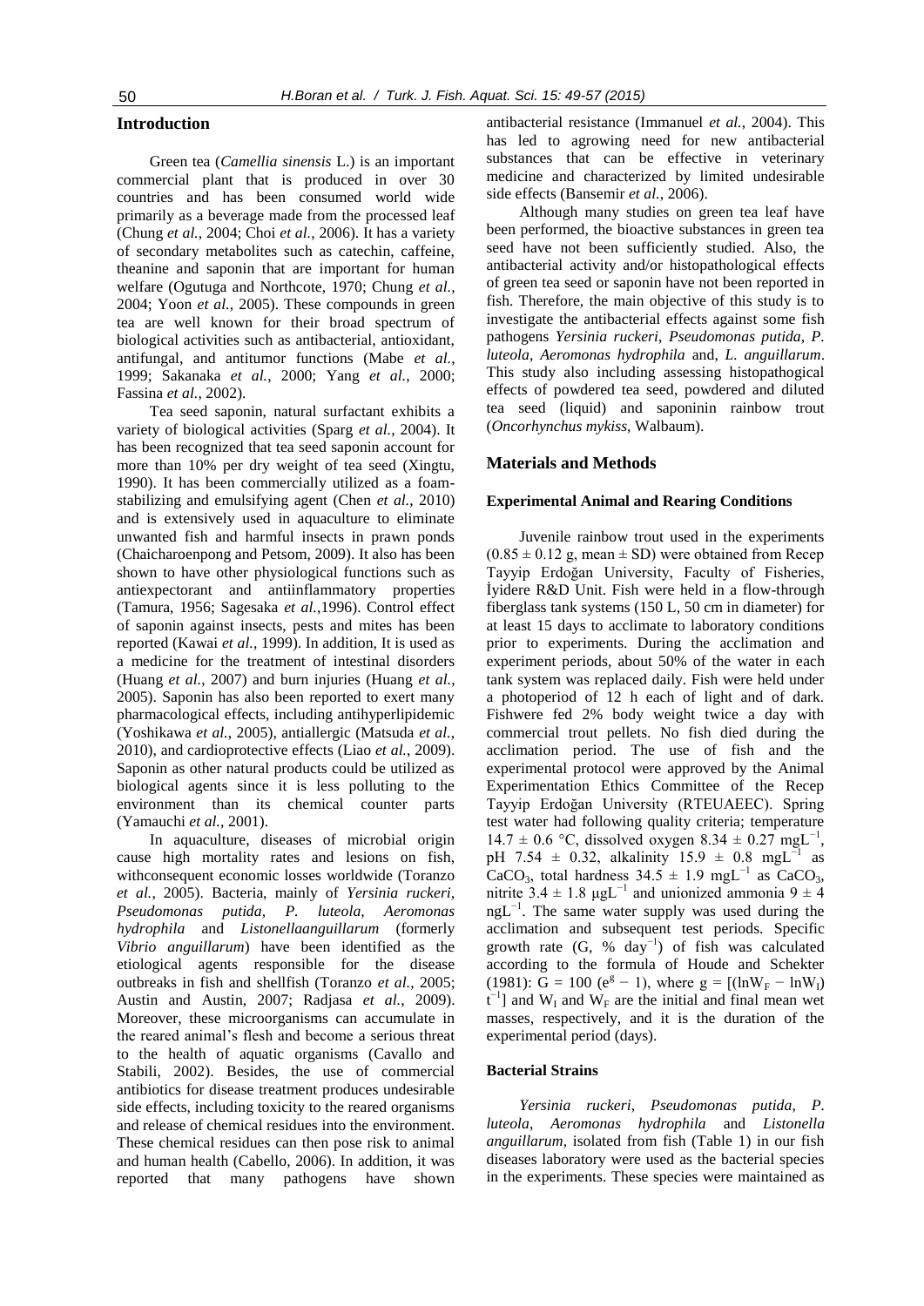## Introduction

Green tea (*Camellia sinensis* L.) is an important commercial plant that is produced in over 30 countries and has been consumed world wide primarily as a beverage made from the processed leaf (Chung *et al.*, 2004; Choi *et al.*, 2006). It has a variety of secondary metabolites such as catechin, caffeine, theanine and saponin that are important for human welfare (Ogutuga and Northcote, 1970; Chung *et al.*, 2004; Yoon *et al.*, 2005). These compounds in green tea are well known for their broad spectrum of biological activities such as antibacterial, antioxidant, antifungal, and antitumor functions (Mabe *et al.*, 1999; Sakanaka *et al.*, 2000; Yang *et al.*, 2000; Fassina *et al.*, 2002).

Tea seed saponin, natural surfactant exhibits a variety of biological activities (Sparg *et al.*, 2004). It has been recognized that tea seed saponin account for more than 10% per dry weight of tea seed (Xingtu, 1990). It has been commercially utilized as a foam-stabilizing and emulsifying agent (Chen *et al.*, 2010) and is extensively used in aquaculture to eliminate unwanted fish and harmful insects in prawn ponds (Chaicharoenpong and Petsom, 2009). It also has been shown to have other physiological functions such as antiexpectorant and antiinflammatory properties (Tamura, 1956; Sagesaka *et al.*,1996). Control effect of saponin against insects, pests and mites has been reported (Kawai *et al.*, 1999). In addition, It is used as a medicine for the treatment of intestinal disorders (Huang *et al.*, 2007) and burn injuries (Huang *et al.*, 2005). Saponin has also been reported to exert many pharmacological effects, including antihyperlipidemic (Yoshikawa *et al.*, 2005), antiallergic (Matsuda *et al.*, 2010), and cardioprotective effects (Liao *et al.*, 2009). Saponin as other natural products could be utilized as biological agents since it is less polluting to the environment than its chemical counter parts (Yamauchi *et al.*, 2001).

In aquaculture, diseases of microbial origin cause high mortality rates and lesions on fish, withconsequent economic losses worldwide (Toranzo *et al.*, 2005). Bacteria, mainly of *Yersinia ruckeri*, *Pseudomonas putida*, *P. luteola*, *Aeromonas hydrophila* and *Listonellaanguillarum* (formerly *Vibrio anguillarum*) have been identified as the etiological agents responsible for the disease outbreaks in fish and shellfish (Toranzo *et al.*, 2005; Austin and Austin, 2007; Radjasa *et al.*, 2009). Moreover, these microorganisms can accumulate in the reared animal's flesh and become a serious threat to the health of aquatic organisms (Cavallo and Stabili, 2002). Besides, the use of commercial antibiotics for disease treatment produces undesirable side effects, including toxicity to the reared organisms and release of chemical residues into the environment. These chemical residues can then pose risk to animal and human health (Cabello, 2006). In addition, it was reported that many pathogens have shown antibacterial resistance (Immanuel *et al.*, 2004). This has led to agrowing need for new antibacterial substances that can be effective in veterinary medicine and characterized by limited undesirable side effects (Bansemir *et al.*, 2006).

Although many studies on green tea leaf have been performed, the bioactive substances in green tea seed have not been sufficiently studied. Also, the antibacterial activity and/or histopathological effects of green tea seed or saponin have not been reported in fish. Therefore, the main objective of this study is to investigate the antibacterial effects against some fish pathogens *Yersinia ruckeri*, *Pseudomonas putida*, *P. luteola*, *Aeromonas hydrophila* and, *L. anguillarum*. This study also including assessing histopathogical effects of powdered tea seed, powdered and diluted tea seed (liquid) and saponinin rainbow trout (*Oncorhynchus mykiss*, Walbaum).

## Materials and Methods

### Experimental Animal and Rearing Conditions

Juvenile rainbow trout used in the experiments ($0.85 \pm 0.12$ g, mean ± SD) were obtained from Recep Tayyip Erdoğan University, Faculty of Fisheries, İyidere R&D Unit. Fish were held in a flow-through fiberglass tank systems (150 L, 50 cm in diameter) for at least 15 days to acclimate to laboratory conditions prior to experiments. During the acclimation and experiment periods, about 50% of the water in each tank system was replaced daily. Fish were held under a photoperiod of 12 h each of light and of dark. Fishwere fed 2% body weight twice a day with commercial trout pellets. No fish died during the acclimation period. The use of fish and the experimental protocol were approved by the Animal Experimentation Ethics Committee of the Recep Tayyip Erdoğan University (RTEUAEEC). Spring test water had following quality criteria; temperature $14.7 \pm 0.6$ °C, dissolved oxygen $8.34 \pm 0.27$ mgL$^{-1}$, pH $7.54 \pm 0.32$, alkalinity $15.9 \pm 0.8$ mgL$^{-1}$ as $CaCO_3$, total hardness $34.5 \pm 1.9$ mgL$^{-1}$ as $CaCO_3$, nitrite $3.4 \pm 1.8$ μgL$^{-1}$ and unionized ammonia $9 \pm 4$ ngL$^{-1}$. The same water supply was used during the acclimation and subsequent test periods. Specific growth rate (G, % day$^{-1}$) of fish was calculated according to the formula of Houde and Schekter (1981): $G = 100\ (e^{g} - 1)$, where $g = [(\ln W_F - \ln W_I)\ t^{-1}]$ and $W_I$ and $W_F$ are the initial and final mean wet masses, respectively, and it is the duration of the experimental period (days).

### Bacterial Strains

*Yersinia ruckeri*, *Pseudomonas putida*, *P. luteola*, *Aeromonas hydrophila* and *Listonella anguillarum*, isolated from fish (Table 1) in our fish diseases laboratory were used as the bacterial species in the experiments. These species were maintained as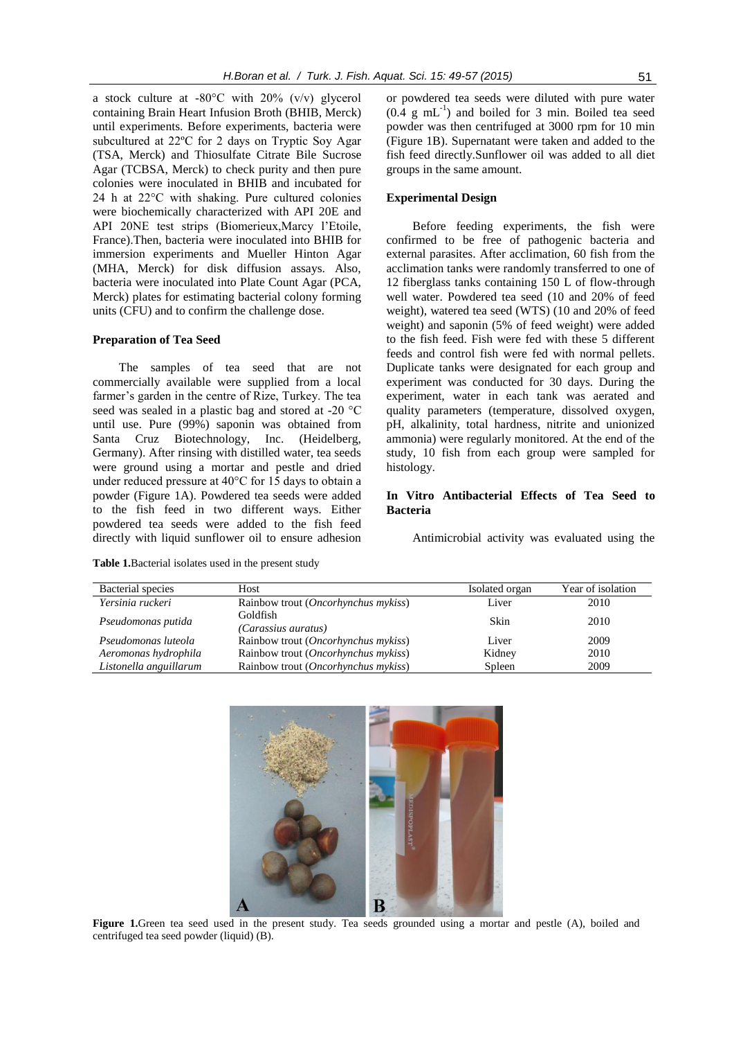a stock culture at -80°C with 20% (v/v) glycerol containing Brain Heart Infusion Broth (BHIB, Merck) until experiments. Before experiments, bacteria were subcultured at 22ºC for 2 days on Tryptic Soy Agar (TSA, Merck) and Thiosulfate Citrate Bile Sucrose Agar (TCBSA, Merck) to check purity and then pure colonies were inoculated in BHIB and incubated for 24 h at 22°C with shaking. Pure cultured colonies were biochemically characterized with API 20E and API 20NE test strips (Biomerieux,Marcy l'Etoile, France).Then, bacteria were inoculated into BHIB for immersion experiments and Mueller Hinton Agar (MHA, Merck) for disk diffusion assays. Also, bacteria were inoculated into Plate Count Agar (PCA, Merck) plates for estimating bacterial colony forming units (CFU) and to confirm the challenge dose.

### Preparation of Tea Seed

The samples of tea seed that are not commercially available were supplied from a local farmer's garden in the centre of Rize, Turkey. The tea seed was sealed in a plastic bag and stored at -20 °C until use. Pure (99%) saponin was obtained from Santa Cruz Biotechnology, Inc. (Heidelberg, Germany). After rinsing with distilled water, tea seeds were ground using a mortar and pestle and dried under reduced pressure at 40°C for 15 days to obtain a powder (Figure 1A). Powdered tea seeds were added to the fish feed in two different ways. Either powdered tea seeds were added to the fish feed directly with liquid sunflower oil to ensure adhesion or powdered tea seeds were diluted with pure water ($0.4$ g $mL^{-1}$) and boiled for 3 min. Boiled tea seed powder was then centrifuged at 3000 rpm for 10 min (Figure 1B). Supernatant were taken and added to the fish feed directly.Sunflower oil was added to all diet groups in the same amount.

### Experimental Design

Before feeding experiments, the fish were confirmed to be free of pathogenic bacteria and external parasites. After acclimation, 60 fish from the acclimation tanks were randomly transferred to one of 12 fiberglass tanks containing 150 L of flow-through well water. Powdered tea seed (10 and 20% of feed weight), watered tea seed (WTS) (10 and 20% of feed weight) and saponin (5% of feed weight) were added to the fish feed. Fish were fed with these 5 different feeds and control fish were fed with normal pellets. Duplicate tanks were designated for each group and experiment was conducted for 30 days. During the experiment, water in each tank was aerated and quality parameters (temperature, dissolved oxygen, pH, alkalinity, total hardness, nitrite and unionized ammonia) were regularly monitored. At the end of the study, 10 fish from each group were sampled for histology.

### In Vitro Antibacterial Effects of Tea Seed to Bacteria

Antimicrobial activity was evaluated using the

**Table 1.** Bacterial isolates used in the present study

| Bacterial species | Host | Isolated organ | Year of isolation |
|---|---|---|---|
| *Yersinia ruckeri* | Rainbow trout (*Oncorhynchus mykiss*) | Liver | 2010 |
| *Pseudomonas putida* | Goldfish (*Carassius auratus*) | Skin | 2010 |
| *Pseudomonas luteola* | Rainbow trout (*Oncorhynchus mykiss*) | Liver | 2009 |
| *Aeromonas hydrophila* | Rainbow trout (*Oncorhynchus mykiss*) | Kidney | 2010 |
| *Listonella anguillarum* | Rainbow trout (*Oncorhynchus mykiss*) | Spleen | 2009 |

**Figure 1.** Green tea seed used in the present study. Tea seeds grounded using a mortar and pestle (A), boiled and centrifuged tea seed powder (liquid) (B).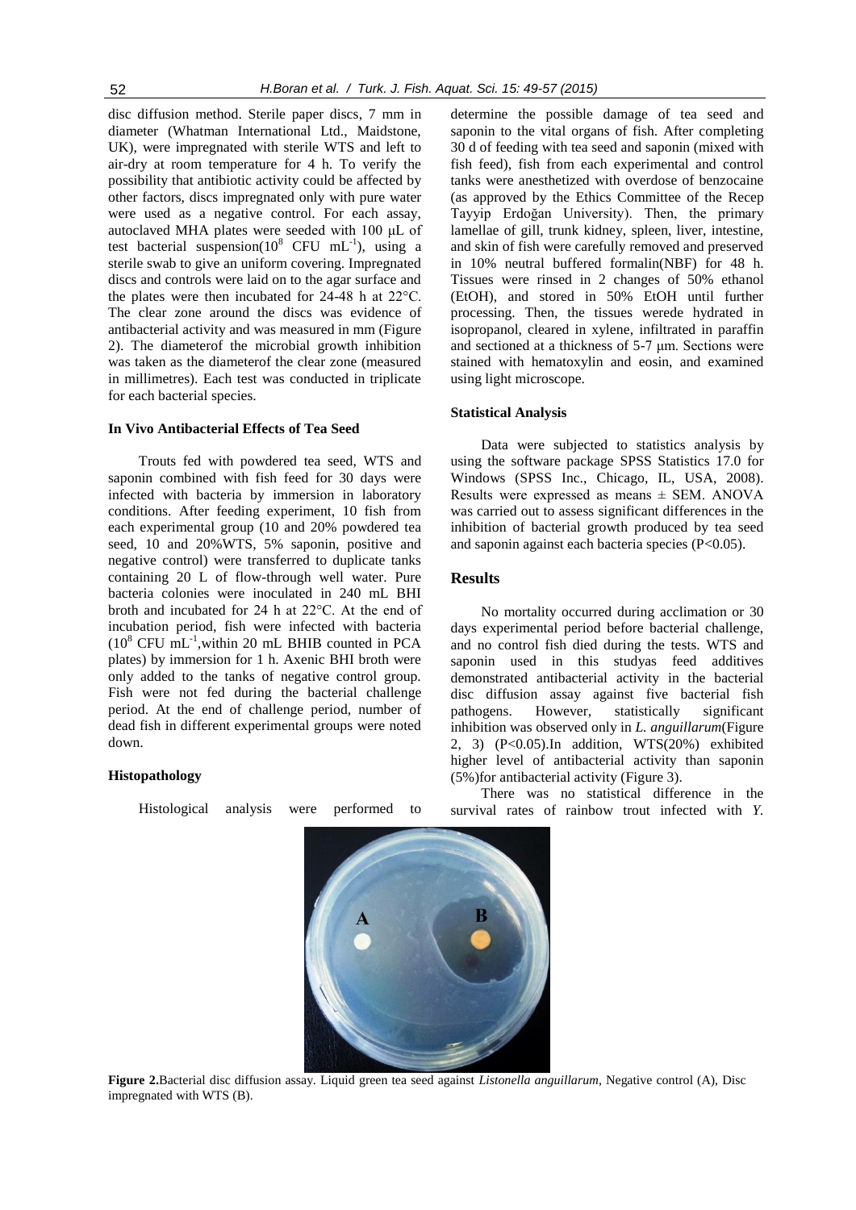disc diffusion method. Sterile paper discs, 7 mm in diameter (Whatman International Ltd., Maidstone, UK), were impregnated with sterile WTS and left to air-dry at room temperature for 4 h. To verify the possibility that antibiotic activity could be affected by other factors, discs impregnated only with pure water were used as a negative control. For each assay, autoclaved MHA plates were seeded with 100 μL of test bacterial suspension($10^8$ CFU $mL^{-1}$), using a sterile swab to give an uniform covering. Impregnated discs and controls were laid on to the agar surface and the plates were then incubated for 24-48 h at 22°C. The clear zone around the discs was evidence of antibacterial activity and was measured in mm (Figure 2). The diameterof the microbial growth inhibition was taken as the diameterof the clear zone (measured in millimetres). Each test was conducted in triplicate for each bacterial species.

### In Vivo Antibacterial Effects of Tea Seed

Trouts fed with powdered tea seed, WTS and saponin combined with fish feed for 30 days were infected with bacteria by immersion in laboratory conditions. After feeding experiment, 10 fish from each experimental group (10 and 20% powdered tea seed, 10 and 20%WTS, 5% saponin, positive and negative control) were transferred to duplicate tanks containing 20 L of flow-through well water. Pure bacteria colonies were inoculated in 240 mL BHI broth and incubated for 24 h at 22°C. At the end of incubation period, fish were infected with bacteria ($10^8$ CFU $mL^{-1}$,within 20 mL BHIB counted in PCA plates) by immersion for 1 h. Axenic BHI broth were only added to the tanks of negative control group. Fish were not fed during the bacterial challenge period. At the end of challenge period, number of dead fish in different experimental groups were noted down.

### Histopathology

Histological analysis were performed to determine the possible damage of tea seed and saponin to the vital organs of fish. After completing 30 d of feeding with tea seed and saponin (mixed with fish feed), fish from each experimental and control tanks were anesthetized with overdose of benzocaine (as approved by the Ethics Committee of the Recep Tayyip Erdoğan University). Then, the primary lamellae of gill, trunk kidney, spleen, liver, intestine, and skin of fish were carefully removed and preserved in 10% neutral buffered formalin(NBF) for 48 h. Tissues were rinsed in 2 changes of 50% ethanol (EtOH), and stored in 50% EtOH until further processing. Then, the tissues werede hydrated in isopropanol, cleared in xylene, infiltrated in paraffin and sectioned at a thickness of 5-7 μm. Sections were stained with hematoxylin and eosin, and examined using light microscope.

### Statistical Analysis

Data were subjected to statistics analysis by using the software package SPSS Statistics 17.0 for Windows (SPSS Inc., Chicago, IL, USA, 2008). Results were expressed as means ± SEM. ANOVA was carried out to assess significant differences in the inhibition of bacterial growth produced by tea seed and saponin against each bacteria species ($P<0.05$).

## Results

No mortality occurred during acclimation or 30 days experimental period before bacterial challenge, and no control fish died during the tests. WTS and saponin used in this studyas feed additives demonstrated antibacterial activity in the bacterial disc diffusion assay against five bacterial fish pathogens. However, statistically significant inhibition was observed only in *L. anguillarum*(Figure 2, 3) ($P<0.05$).In addition, WTS(20%) exhibited higher level of antibacterial activity than saponin (5%)for antibacterial activity (Figure 3).

There was no statistical difference in the survival rates of rainbow trout infected with *Y.*

**Figure 2.**Bacterial disc diffusion assay. Liquid green tea seed against *Listonella anguillarum*, Negative control (A), Disc impregnated with WTS (B).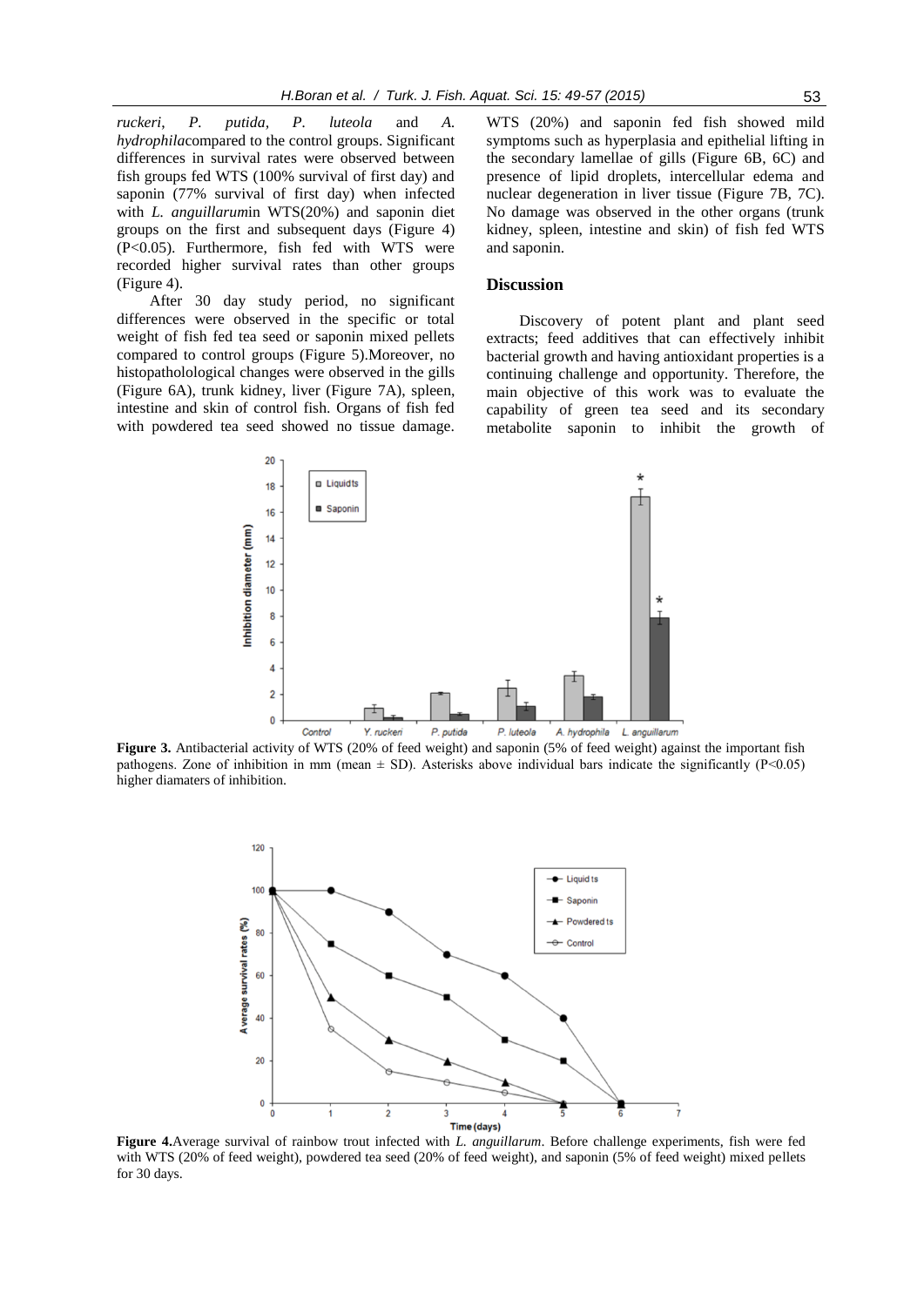*ruckeri*, *P. putida*, *P. luteola* and *A. hydrophila*compared to the control groups. Significant differences in survival rates were observed between fish groups fed WTS (100% survival of first day) and saponin (77% survival of first day) when infected with *L. anguillarum*in WTS(20%) and saponin diet groups on the first and subsequent days (Figure 4) (P<0.05). Furthermore, fish fed with WTS were recorded higher survival rates than other groups (Figure 4).

After 30 day study period, no significant differences were observed in the specific or total weight of fish fed tea seed or saponin mixed pellets compared to control groups (Figure 5).Moreover, no histopathololological changes were observed in the gills (Figure 6A), trunk kidney, liver (Figure 7A), spleen, intestine and skin of control fish. Organs of fish fed with powdered tea seed showed no tissue damage. WTS (20%) and saponin fed fish showed mild symptoms such as hyperplasia and epithelial lifting in the secondary lamellae of gills (Figure 6B, 6C) and presence of lipid droplets, intercellular edema and nuclear degeneration in liver tissue (Figure 7B, 7C). No damage was observed in the other organs (trunk kidney, spleen, intestine and skin) of fish fed WTS and saponin.

## Discussion

Discovery of potent plant and plant seed extracts; feed additives that can effectively inhibit bacterial growth and having antioxidant properties is a continuing challenge and opportunity. Therefore, the main objective of this work was to evaluate the capability of green tea seed and its secondary metabolite saponin to inhibit the growth of

**Figure 3.** Antibacterial activity of WTS (20% of feed weight) and saponin (5% of feed weight) against the important fish pathogens. Zone of inhibition in mm (mean ± SD). Asterisks above individual bars indicate the significantly (P<0.05) higher diamaters of inhibition.

**Figure 4.**Average survival of rainbow trout infected with *L. anguillarum*. Before challenge experiments, fish were fed with WTS (20% of feed weight), powdered tea seed (20% of feed weight), and saponin (5% of feed weight) mixed pellets for 30 days.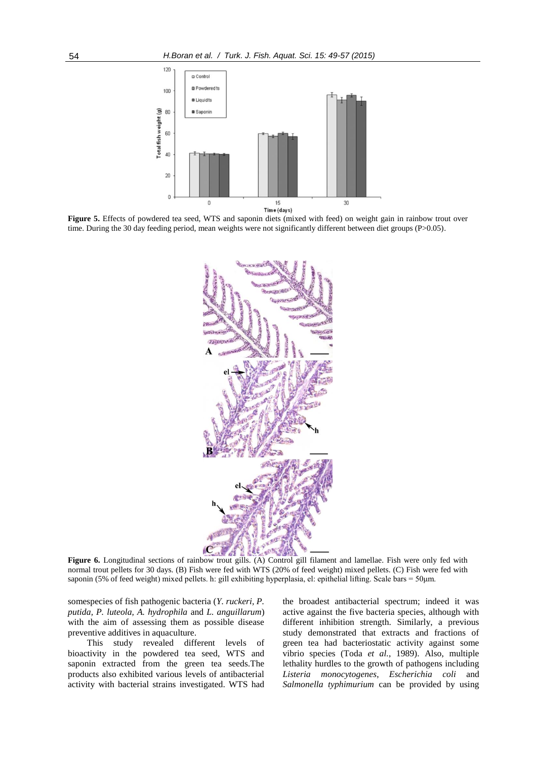**Figure 5.** Effects of powdered tea seed, WTS and saponin diets (mixed with feed) on weight gain in rainbow trout over time. During the 30 day feeding period, mean weights were not significantly different between diet groups (P>0.05).

**Figure 6.** Longitudinal sections of rainbow trout gills. (A) Control gill filament and lamellae. Fish were only fed with normal trout pellets for 30 days. (B) Fish were fed with WTS (20% of feed weight) mixed pellets. (C) Fish were fed with saponin (5% of feed weight) mixed pellets. h: gill exhibiting hyperplasia, el: epithelial lifting. Scale bars = 50µm.

somespecies of fish pathogenic bacteria (*Y. ruckeri, P. putida, P. luteola, A. hydrophila* and *L. anguillarum*) with the aim of assessing them as possible disease preventive additives in aquaculture.

This study revealed different levels of bioactivity in the powdered tea seed, WTS and saponin extracted from the green tea seeds.The products also exhibited various levels of antibacterial activity with bacterial strains investigated. WTS had the broadest antibacterial spectrum; indeed it was active against the five bacteria species, although with different inhibition strength. Similarly, a previous study demonstrated that extracts and fractions of green tea had bacteriostatic activity against some vibrio species (Toda *et al.*, 1989). Also, multiple lethality hurdles to the growth of pathogens including *Listeria monocytogenes*, *Escherichia coli* and *Salmonella typhimurium* can be provided by using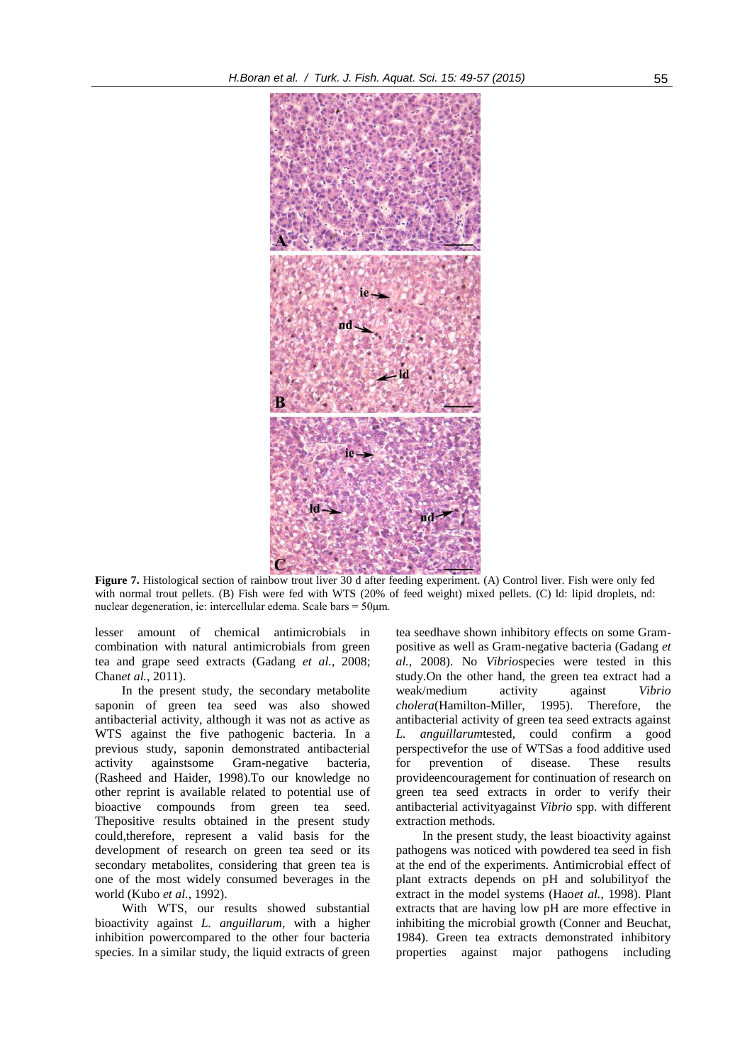**Figure 7.** Histological section of rainbow trout liver 30 d after feeding experiment. (A) Control liver. Fish were only fed with normal trout pellets. (B) Fish were fed with WTS (20% of feed weight) mixed pellets. (C) ld: lipid droplets, nd: nuclear degeneration, ie: intercellular edema. Scale bars = 50μm.

lesser amount of chemical antimicrobials in combination with natural antimicrobials from green tea and grape seed extracts (Gadang *et al.*, 2008; Chan*et al.*, 2011).

In the present study, the secondary metabolite saponin of green tea seed was also showed antibacterial activity, although it was not as active as WTS against the five pathogenic bacteria. In a previous study, saponin demonstrated antibacterial activity againstsome Gram-negative bacteria, (Rasheed and Haider, 1998).To our knowledge no other reprint is available related to potential use of bioactive compounds from green tea seed. Thepositive results obtained in the present study could,therefore, represent a valid basis for the development of research on green tea seed or its secondary metabolites, considering that green tea is one of the most widely consumed beverages in the world (Kubo *et al.*, 1992).

With WTS, our results showed substantial bioactivity against *L. anguillarum*, with a higher inhibition powercompared to the other four bacteria species. In a similar study, the liquid extracts of green tea seedhave shown inhibitory effects on some Gram-positive as well as Gram-negative bacteria (Gadang *et al.*, 2008). No *Vibrio*species were tested in this study.On the other hand, the green tea extract had a weak/medium activity against *Vibrio cholera*(Hamilton-Miller, 1995). Therefore, the antibacterial activity of green tea seed extracts against *L. anguillarum*tested, could confirm a good perspectivefor the use of WTSas a food additive used for prevention of disease. These results provideencouragement for continuation of research on green tea seed extracts in order to verify their antibacterial activityagainst *Vibrio* spp. with different extraction methods.

In the present study, the least bioactivity against pathogens was noticed with powdered tea seed in fish at the end of the experiments. Antimicrobial effect of plant extracts depends on pH and solubilityof the extract in the model systems (Hao*et al.*, 1998). Plant extracts that are having low pH are more effective in inhibiting the microbial growth (Conner and Beuchat, 1984). Green tea extracts demonstrated inhibitory properties against major pathogens including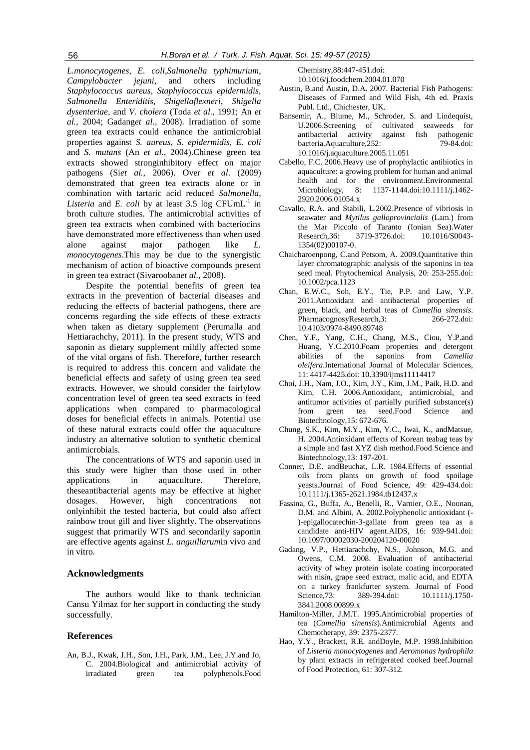*L.monocytogenes*, *E. coli*,*Salmonella typhimurium*, *Campylobacter jejuni*, and others including *Staphylococcus aureus*, *Staphylococcus epidermidis*, *Salmonella Enteriditis*, *Shigellaflexneri*, *Shigella dysenteriae*, and *V. cholera* (Toda *et al.*, 1991; An *et al.*, 2004; Gadang*et al.*, 2008). Irradiation of some green tea extracts could enhance the antimicrobial properties against *S. aureus*, *S. epidermidis*, *E. coli* and *S. mutans* (An *et al.*, 2004).Chinese green tea extracts showed stronginhibitory effect on major pathogens (Si*et al.*, 2006). Over *et al*. (2009) demonstrated that green tea extracts alone or in combination with tartaric acid reduced *Salmonella*, *Listeria* and *E. coli* by at least 3.5 log CFUm$L^{-1}$ in broth culture studies. The antimicrobial activities of green tea extracts when combined with bacteriocins have demonstrated more effectiveness than when used alone against major pathogen like *L. monocytogenes*.This may be due to the synergistic mechanism of action of bioactive compounds present in green tea extract (Sivarooban*et al.*, 2008).

Despite the potential benefits of green tea extracts in the prevention of bacterial diseases and reducing the effects of bacterial pathogens, there are concerns regarding the side effects of these extracts when taken as dietary supplement (Perumalla and Hettiarachchy, 2011). In the present study, WTS and saponin as dietary supplement mildly affected some of the vital organs of fish. Therefore, further research is required to address this concern and validate the beneficial effects and safety of using green tea seed extracts. However, we should consider the fairlylow concentration level of green tea seed extracts in feed applications when compared to pharmacological doses for beneficial effects in animals. Potential use of these natural extracts could offer the aquaculture industry an alternative solution to synthetic chemical antimicrobials.

The concentrations of WTS and saponin used in this study were higher than those used in other applications in aquaculture. Therefore, theseantibacterial agents may be effective at higher dosages. However, high concentrations not onlyinhibit the tested bacteria, but could also affect rainbow trout gill and liver slightly. The observations suggest that primarily WTS and secondarily saponin are effective agents against *L. anguillarum*in vivo and in vitro.

## Acknowledgments

The authors would like to thank technician Cansu Yilmaz for her support in conducting the study successfully.

## References

An, B.J., Kwak, J.H., Son, J.H., Park, J.M., Lee, J.Y.and Jo, C. 2004.Biological and antimicrobial activity of irradiated green tea polyphenols.Food Chemistry,88:447-451.doi: 10.1016/j.foodchem.2004.01.070

Austin, B.and Austin, D.A. 2007. Bacterial Fish Pathogens: Diseases of Farmed and Wild Fish, 4th ed. Praxis Publ. Ltd., Chichester, UK.

Bansemir, A., Blume, M., Schroder, S. and Lindequist, U.2006.Screening of cultivated seaweeds for antibacterial activity against fish pathogenic bacteria.Aquaculture,252: 79-84.doi: 10.1016/j.aquaculture.2005.11.051

Cabello, F.C. 2006.Heavy use of prophylactic antibiotics in aquaculture: a growing problem for human and animal health and for the environment.Environmental Microbiology, 8: 1137-1144.doi:10.1111/j.1462-2920.2006.01054.x

Cavallo, R.A. and Stabili, L.2002.Presence of vibriosis in seawater and *Mytilus galloprovincialis* (Lam.) from the Mar Piccolo of Taranto (Ionian Sea).Water Research,36: 3719-3726.doi: 10.1016/S0043-1354(02)00107-0.

Chaicharoenpong, C.and Petsom, A. 2009.Quantitative thin layer chromatographic analysis of the saponins in tea seed meal. Phytochemical Analysis, 20: 253-255.doi: 10.1002/pca.1123

Chan, E.W.C., Soh, E.Y., Tie, P.P. and Law, Y.P. 2011.Antioxidant and antibacterial properties of green, black, and herbal teas of *Camellia sinensis*. PharmacognosyResearch,3: 266-272.doi: 10.4103/0974-8490.89748

Chen, Y.F., Yang, C.H., Chang, M.S., Ciou, Y.P.and Huang, Y.C.2010.Foam properties and detergent abilities of the saponins from *Camellia oleifera*.International Journal of Molecular Sciences, 11: 4417-4425.doi: 10.3390/ijms11114417

Choi, J.H., Nam, J.O., Kim, J.Y., Kim, J.M., Paik, H.D. and Kim, C.H. 2006.Antioxidant, antimicrobial, and antitumor activities of partially purified substance(s) from green tea seed.Food Science and Biotechnology,15: 672-676.

Chung, S.K., Kim, M.Y., Kim, Y.C., Iwai, K., andMatsue, H. 2004.Antioxidant effects of Korean teabag teas by a simple and fast XYZ dish method.Food Science and Biotechnology,13: 197-201.

Conner, D.E. andBeuchat, L.R. 1984.Effects of essential oils from plants on growth of food spoilage yeasts.Journal of Food Science, 49: 429-434.doi: 10.1111/j.1365-2621.1984.tb12437.x

Fassina, G., Buffa, A., Benelli, R., Varnier, O.E., Noonan, D.M. and Albini, A. 2002.Polyphenolic antioxidant (-)-epigallocatechin-3-gallate from green tea as a candidate anti-HIV agent.AIDS, 16: 939-941.doi: 10.1097/00002030-200204120-00020

Gadang, V.P., Hettiarachchy, N.S., Johnson, M.G. and Owens, C.M. 2008. Evaluation of antibacterial activity of whey protein isolate coating incorporated with nisin, grape seed extract, malic acid, and EDTA on a turkey frankfurter system. Journal of Food Science,73: 389-394.doi: 10.1111/j.1750-3841.2008.00899.x

Hamilton-Miller, J.M.T. 1995.Antimicrobial properties of tea (*Camellia sinensis*).Antimicrobial Agents and Chemotherapy, 39: 2375-2377.

Hao, Y.Y., Brackett, R.E. andDoyle, M.P. 1998.Inhibition of *Listeria monocytogenes* and *Aeromonas hydrophila* by plant extracts in refrigerated cooked beef.Journal of Food Protection, 61: 307-312.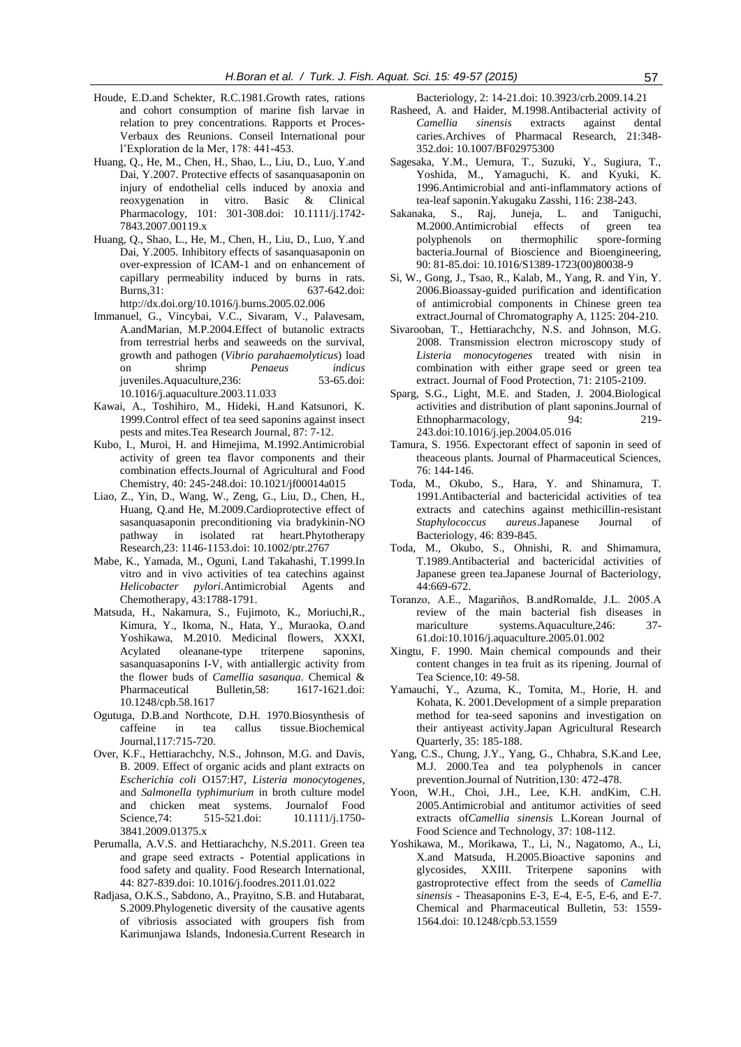Houde, E.D.and Schekter, R.C.1981.Growth rates, rations and cohort consumption of marine fish larvae in relation to prey concentrations. Rapports et Proces-Verbaux des Reunions. Conseil International pour l'Exploration de la Mer, 178: 441-453.

Huang, Q., He, M., Chen, H., Shao, L., Liu, D., Luo, Y.and Dai, Y.2007. Protective effects of sasanquasaponin on injury of endothelial cells induced by anoxia and reoxygenation in vitro. Basic & Clinical Pharmacology, 101: 301-308.doi: 10.1111/j.1742-7843.2007.00119.x

Huang, Q., Shao, L., He, M., Chen, H., Liu, D., Luo, Y.and Dai, Y.2005. Inhibitory effects of sasanquasaponin on over-expression of ICAM-1 and on enhancement of capillary permeability induced by burns in rats. Burns,31: 637-642.doi: http://dx.doi.org/10.1016/j.burns.2005.02.006

Immanuel, G., Vincybai, V.C., Sivaram, V., Palavesam, A.andMarian, M.P.2004.Effect of butanolic extracts from terrestrial herbs and seaweeds on the survival, growth and pathogen (*Vibrio parahaemolyticus*) load on shrimp *Penaeus indicus* juveniles.Aquaculture,236: 53-65.doi: 10.1016/j.aquaculture.2003.11.033

Kawai, A., Toshihiro, M., Hideki, H.and Katsunori, K. 1999.Control effect of tea seed saponins against insect pests and mites.Tea Research Journal, 87: 7-12.

Kubo, I., Muroi, H. and Himejima, M.1992.Antimicrobial activity of green tea flavor components and their combination effects.Journal of Agricultural and Food Chemistry, 40: 245-248.doi: 10.1021/jf00014a015

Liao, Z., Yin, D., Wang, W., Zeng, G., Liu, D., Chen, H., Huang, Q.and He, M.2009.Cardioprotective effect of sasanquasaponin preconditioning via bradykinin-NO pathway in isolated rat heart.Phytotherapy Research,23: 1146-1153.doi: 10.1002/ptr.2767

Mabe, K., Yamada, M., Oguni, I.and Takahashi, T.1999.In vitro and in vivo activities of tea catechins against *Helicobacter pylori*.Antimicrobial Agents and Chemotherapy, 43:1788-1791.

Matsuda, H., Nakamura, S., Fujimoto, K., Moriuchi,R., Kimura, Y., Ikoma, N., Hata, Y., Muraoka, O.and Yoshikawa, M.2010. Medicinal flowers, XXXI, Acylated oleanane-type triterpene saponins, sasanquasaponins I-V, with antiallergic activity from the flower buds of *Camellia sasanqua*. Chemical & Pharmaceutical Bulletin,58: 1617-1621.doi: 10.1248/cpb.58.1617

Ogutuga, D.B.and Northcote, D.H. 1970.Biosynthesis of caffeine in tea callus tissue.Biochemical Journal,117:715-720.

Over, K.F., Hettiarachchy, N.S., Johnson, M.G. and Davis, B. 2009. Effect of organic acids and plant extracts on *Escherichia coli* O157:H7, *Listeria monocytogenes*, and *Salmonella typhimurium* in broth culture model and chicken meat systems. Journalof Food Science,74: 515-521.doi: 10.1111/j.1750-3841.2009.01375.x

Perumalla, A.V.S. and Hettiarachchy, N.S.2011. Green tea and grape seed extracts - Potential applications in food safety and quality. Food Research International, 44: 827-839.doi: 10.1016/j.foodres.2011.01.022

Radjasa, O.K.S., Sabdono, A., Prayitno, S.B. and Hutabarat, S.2009.Phylogenetic diversity of the causative agents of vibriosis associated with groupers fish from Karimunjawa Islands, Indonesia.Current Research in Bacteriology, 2: 14-21.doi: 10.3923/crb.2009.14.21

Rasheed, A. and Haider, M.1998.Antibacterial activity of *Camellia sinensis* extracts against dental caries.Archives of Pharmacal Research, 21:348-352.doi: 10.1007/BF02975300

Sagesaka, Y.M., Uemura, T., Suzuki, Y., Sugiura, T., Yoshida, M., Yamaguchi, K. and Kyuki, K. 1996.Antimicrobial and anti-inflammatory actions of tea-leaf saponin.Yakugaku Zasshi, 116: 238-243.

Sakanaka, S., Raj, Juneja, L. and Taniguchi, M.2000.Antimicrobial effects of green tea polyphenols on thermophilic spore-forming bacteria.Journal of Bioscience and Bioengineering, 90: 81-85.doi: 10.1016/S1389-1723(00)80038-9

Si, W., Gong, J., Tsao, R., Kalab, M., Yang, R. and Yin, Y. 2006.Bioassay-guided purification and identification of antimicrobial components in Chinese green tea extract.Journal of Chromatography A, 1125: 204-210.

Sivarooban, T., Hettiarachchy, N.S. and Johnson, M.G. 2008. Transmission electron microscopy study of *Listeria monocytogenes* treated with nisin in combination with either grape seed or green tea extract. Journal of Food Protection, 71: 2105-2109.

Sparg, S.G., Light, M.E. and Staden, J. 2004.Biological activities and distribution of plant saponins.Journal of Ethnopharmacology, 94: 219-243.doi:10.1016/j.jep.2004.05.016

Tamura, S. 1956. Expectorant effect of saponin in seed of theaceous plants. Journal of Pharmaceutical Sciences, 76: 144-146.

Toda, M., Okubo, S., Hara, Y. and Shinamura, T. 1991.Antibacterial and bactericidal activities of tea extracts and catechins against methicillin-resistant *Staphylococcus aureus*.Japanese Journal of Bacteriology, 46: 839-845.

Toda, M., Okubo, S., Ohnishi, R. and Shimamura, T.1989.Antibacterial and bactericidal activities of Japanese green tea.Japanese Journal of Bacteriology, 44:669-672.

Toranzo, A.E., Magariños, B.andRomalde, J.L. 2005.A review of the main bacterial fish diseases in mariculture systems.Aquaculture,246: 37-61.doi:10.1016/j.aquaculture.2005.01.002

Xingtu, F. 1990. Main chemical compounds and their content changes in tea fruit as its ripening. Journal of Tea Science,10: 49-58.

Yamauchi, Y., Azuma, K., Tomita, M., Horie, H. and Kohata, K. 2001.Development of a simple preparation method for tea-seed saponins and investigation on their antiyeast activity.Japan Agricultural Research Quarterly, 35: 185-188.

Yang, C.S., Chung, J.Y., Yang, G., Chhabra, S.K.and Lee, M.J. 2000.Tea and tea polyphenols in cancer prevention.Journal of Nutrition,130: 472-478.

Yoon, W.H., Choi, J.H., Lee, K.H. andKim, C.H. 2005.Antimicrobial and antitumor activities of seed extracts of*Camellia sinensis* L.Korean Journal of Food Science and Technology, 37: 108-112.

Yoshikawa, M., Morikawa, T., Li, N., Nagatomo, A., Li, X.and Matsuda, H.2005.Bioactive saponins and glycosides, XXIII. Triterpene saponins with gastroprotective effect from the seeds of *Camellia sinensis* - Theasaponins E-3, E-4, E-5, E-6, and E-7. Chemical and Pharmaceutical Bulletin, 53: 1559-1564.doi: 10.1248/cpb.53.1559